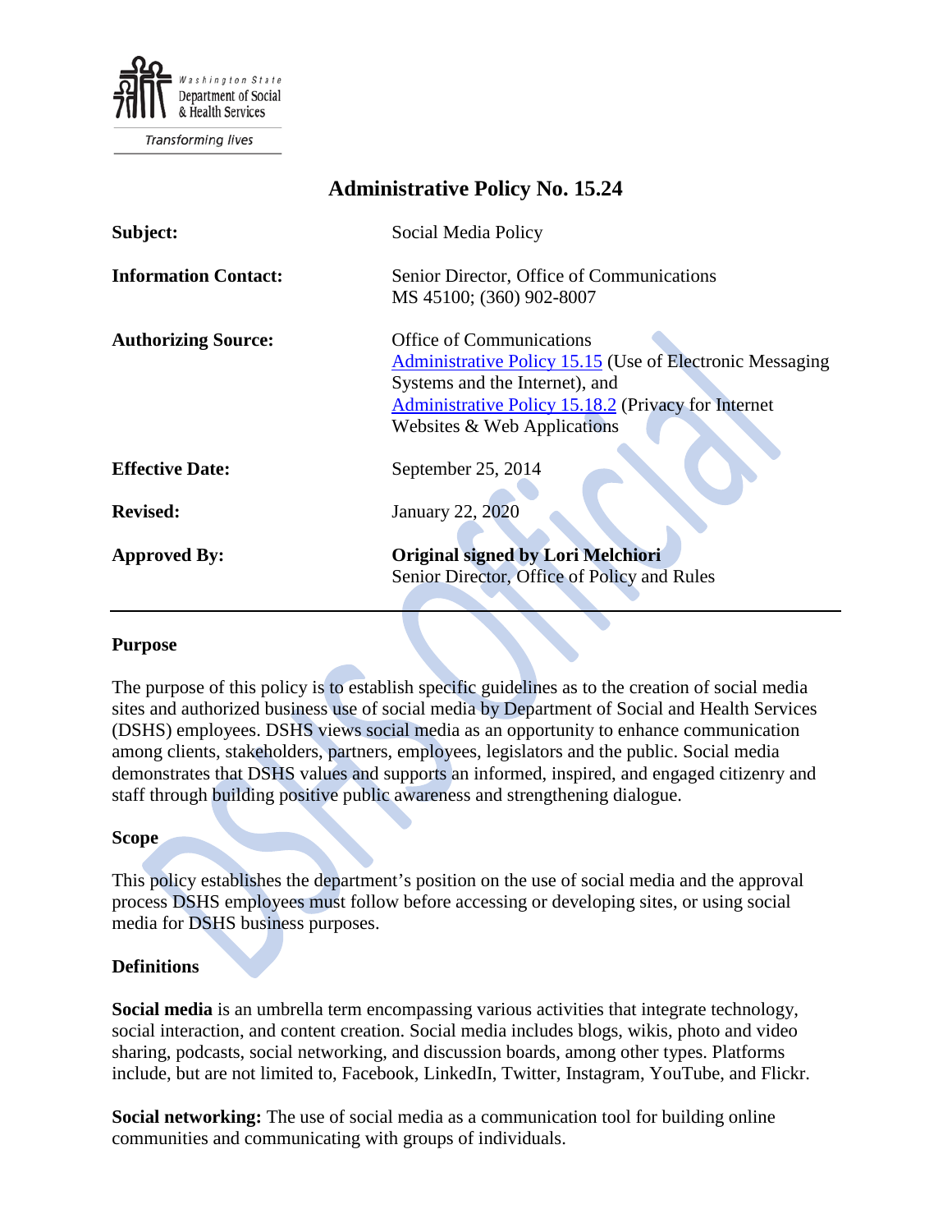Washington State Department of Social & Health Services

Transforming lives

# Administrative Policy No. 15.24

| | |
|---|---|
| **Subject:** | Social Media Policy |
| **Information Contact:** | Senior Director, Office of Communications<br>MS 45100; (360) 902-8007 |
| **Authorizing Source:** | Office of Communications<br>Administrative Policy 15.15 (Use of Electronic Messaging Systems and the Internet), and<br>Administrative Policy 15.18.2 (Privacy for Internet Websites & Web Applications |
| **Effective Date:** | September 25, 2014 |
| **Revised:** | January 22, 2020 |
| **Approved By:** | **Original signed by Lori Melchiori**<br>Senior Director, Office of Policy and Rules |

---

## Purpose

The purpose of this policy is to establish specific guidelines as to the creation of social media sites and authorized business use of social media by Department of Social and Health Services (DSHS) employees. DSHS views social media as an opportunity to enhance communication among clients, stakeholders, partners, employees, legislators and the public. Social media demonstrates that DSHS values and supports an informed, inspired, and engaged citizenry and staff through building positive public awareness and strengthening dialogue.

## Scope

This policy establishes the department's position on the use of social media and the approval process DSHS employees must follow before accessing or developing sites, or using social media for DSHS business purposes.

## Definitions

**Social media** is an umbrella term encompassing various activities that integrate technology, social interaction, and content creation. Social media includes blogs, wikis, photo and video sharing, podcasts, social networking, and discussion boards, among other types. Platforms include, but are not limited to, Facebook, LinkedIn, Twitter, Instagram, YouTube, and Flickr.

**Social networking:** The use of social media as a communication tool for building online communities and communicating with groups of individuals.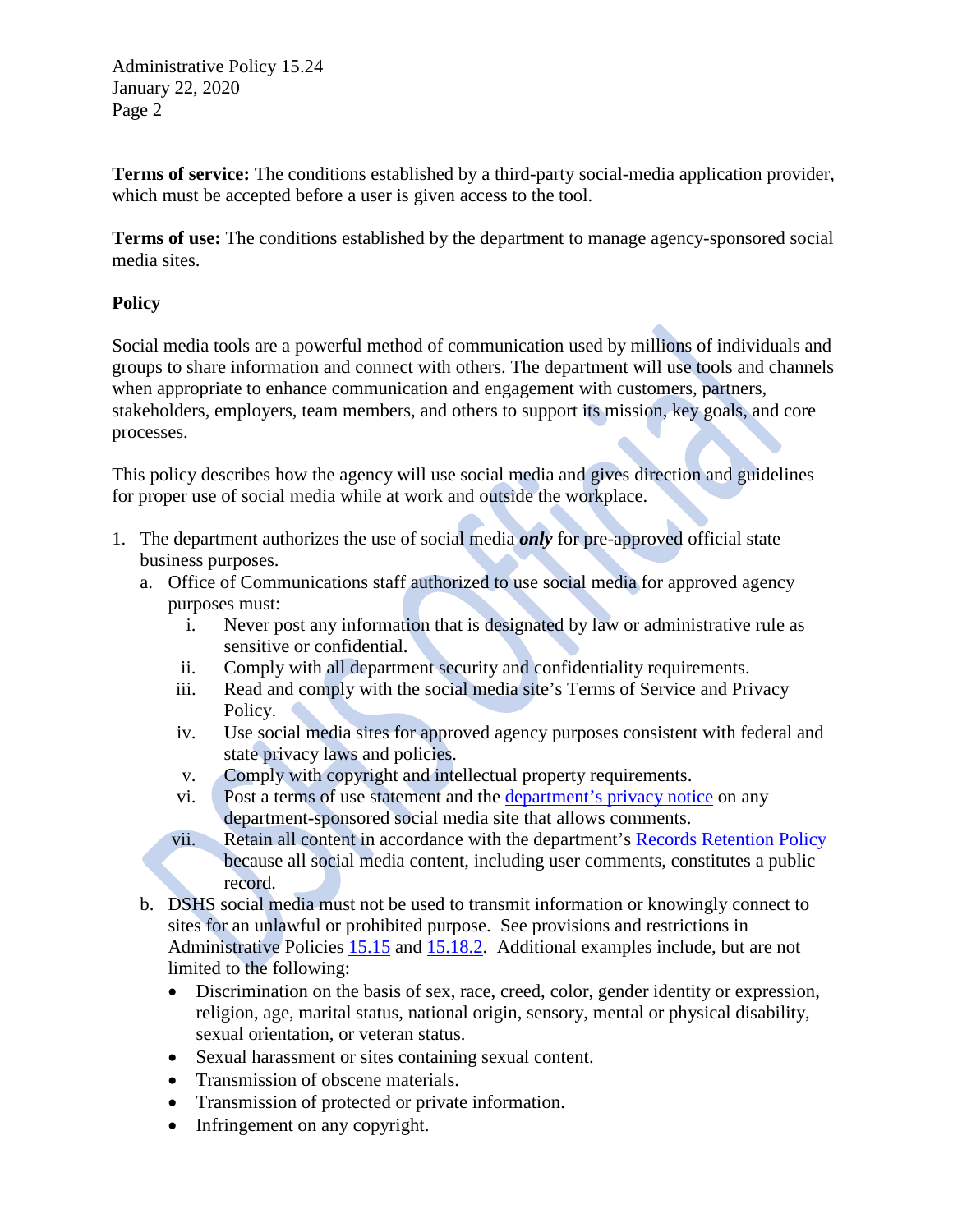**Terms of service:** The conditions established by a third-party social-media application provider, which must be accepted before a user is given access to the tool.

**Terms of use:** The conditions established by the department to manage agency-sponsored social media sites.

**Policy**

Social media tools are a powerful method of communication used by millions of individuals and groups to share information and connect with others. The department will use tools and channels when appropriate to enhance communication and engagement with customers, partners, stakeholders, employers, team members, and others to support its mission, key goals, and core processes.

This policy describes how the agency will use social media and gives direction and guidelines for proper use of social media while at work and outside the workplace.

1. The department authorizes the use of social media ***only*** for pre-approved official state business purposes.
   a. Office of Communications staff authorized to use social media for approved agency purposes must:
      i. Never post any information that is designated by law or administrative rule as sensitive or confidential.
      ii. Comply with all department security and confidentiality requirements.
      iii. Read and comply with the social media site's Terms of Service and Privacy Policy.
      iv. Use social media sites for approved agency purposes consistent with federal and state privacy laws and policies.
      v. Comply with copyright and intellectual property requirements.
      vi. Post a terms of use statement and the department's privacy notice on any department-sponsored social media site that allows comments.
      vii. Retain all content in accordance with the department's Records Retention Policy because all social media content, including user comments, constitutes a public record.
   b. DSHS social media must not be used to transmit information or knowingly connect to sites for an unlawful or prohibited purpose. See provisions and restrictions in Administrative Policies 15.15 and 15.18.2. Additional examples include, but are not limited to the following:
      - Discrimination on the basis of sex, race, creed, color, gender identity or expression, religion, age, marital status, national origin, sensory, mental or physical disability, sexual orientation, or veteran status.
      - Sexual harassment or sites containing sexual content.
      - Transmission of obscene materials.
      - Transmission of protected or private information.
      - Infringement on any copyright.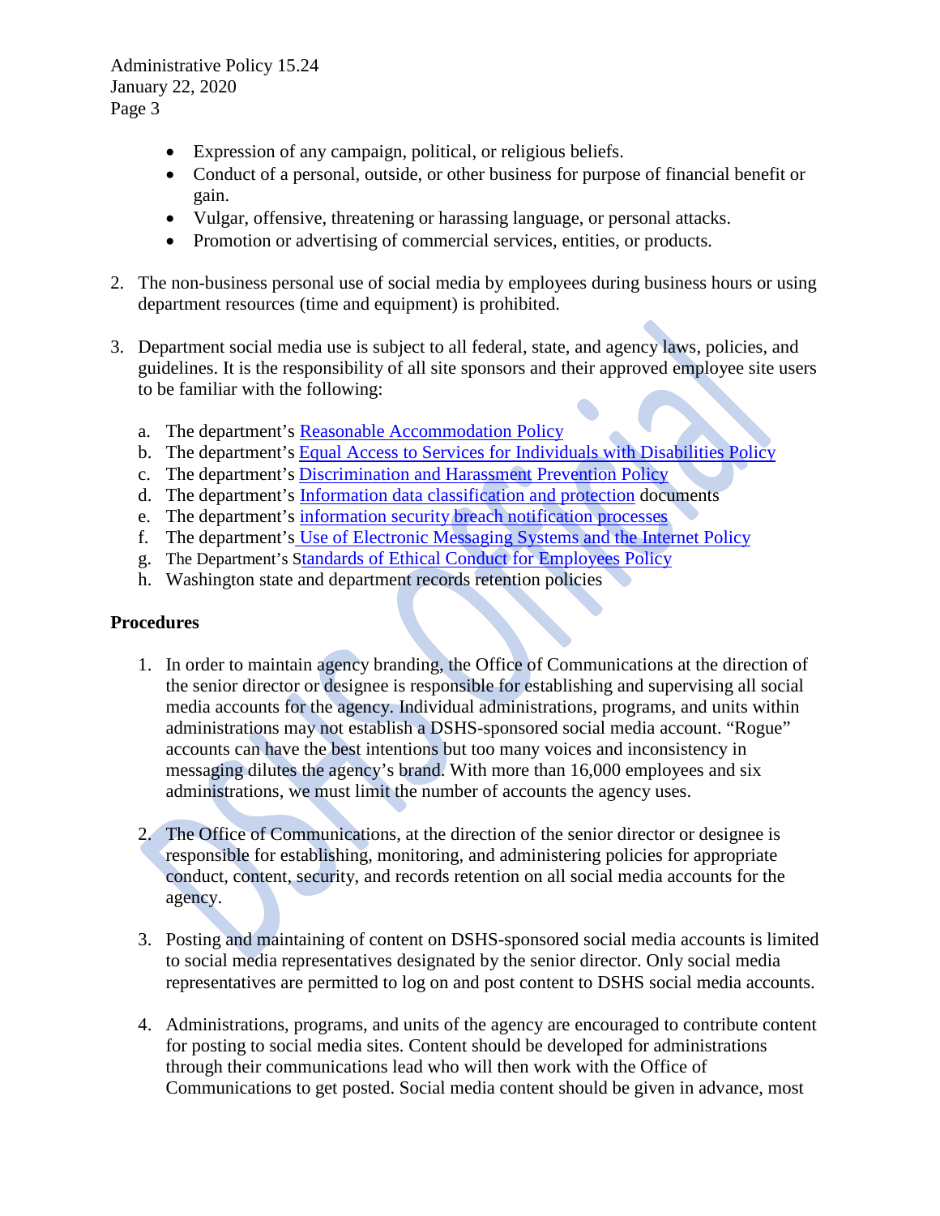- Expression of any campaign, political, or religious beliefs.
- Conduct of a personal, outside, or other business for purpose of financial benefit or gain.
- Vulgar, offensive, threatening or harassing language, or personal attacks.
- Promotion or advertising of commercial services, entities, or products.

2. The non-business personal use of social media by employees during business hours or using department resources (time and equipment) is prohibited.

3. Department social media use is subject to all federal, state, and agency laws, policies, and guidelines. It is the responsibility of all site sponsors and their approved employee site users to be familiar with the following:

   a. The department's Reasonable Accommodation Policy
   b. The department's Equal Access to Services for Individuals with Disabilities Policy
   c. The department's Discrimination and Harassment Prevention Policy
   d. The department's Information data classification and protection documents
   e. The department's information security breach notification processes
   f. The department's Use of Electronic Messaging Systems and the Internet Policy
   g. The Department's Standards of Ethical Conduct for Employees Policy
   h. Washington state and department records retention policies

**Procedures**

1. In order to maintain agency branding, the Office of Communications at the direction of the senior director or designee is responsible for establishing and supervising all social media accounts for the agency. Individual administrations, programs, and units within administrations may not establish a DSHS-sponsored social media account. "Rogue" accounts can have the best intentions but too many voices and inconsistency in messaging dilutes the agency's brand. With more than 16,000 employees and six administrations, we must limit the number of accounts the agency uses.

2. The Office of Communications, at the direction of the senior director or designee is responsible for establishing, monitoring, and administering policies for appropriate conduct, content, security, and records retention on all social media accounts for the agency.

3. Posting and maintaining of content on DSHS-sponsored social media accounts is limited to social media representatives designated by the senior director. Only social media representatives are permitted to log on and post content to DSHS social media accounts.

4. Administrations, programs, and units of the agency are encouraged to contribute content for posting to social media sites. Content should be developed for administrations through their communications lead who will then work with the Office of Communications to get posted. Social media content should be given in advance, most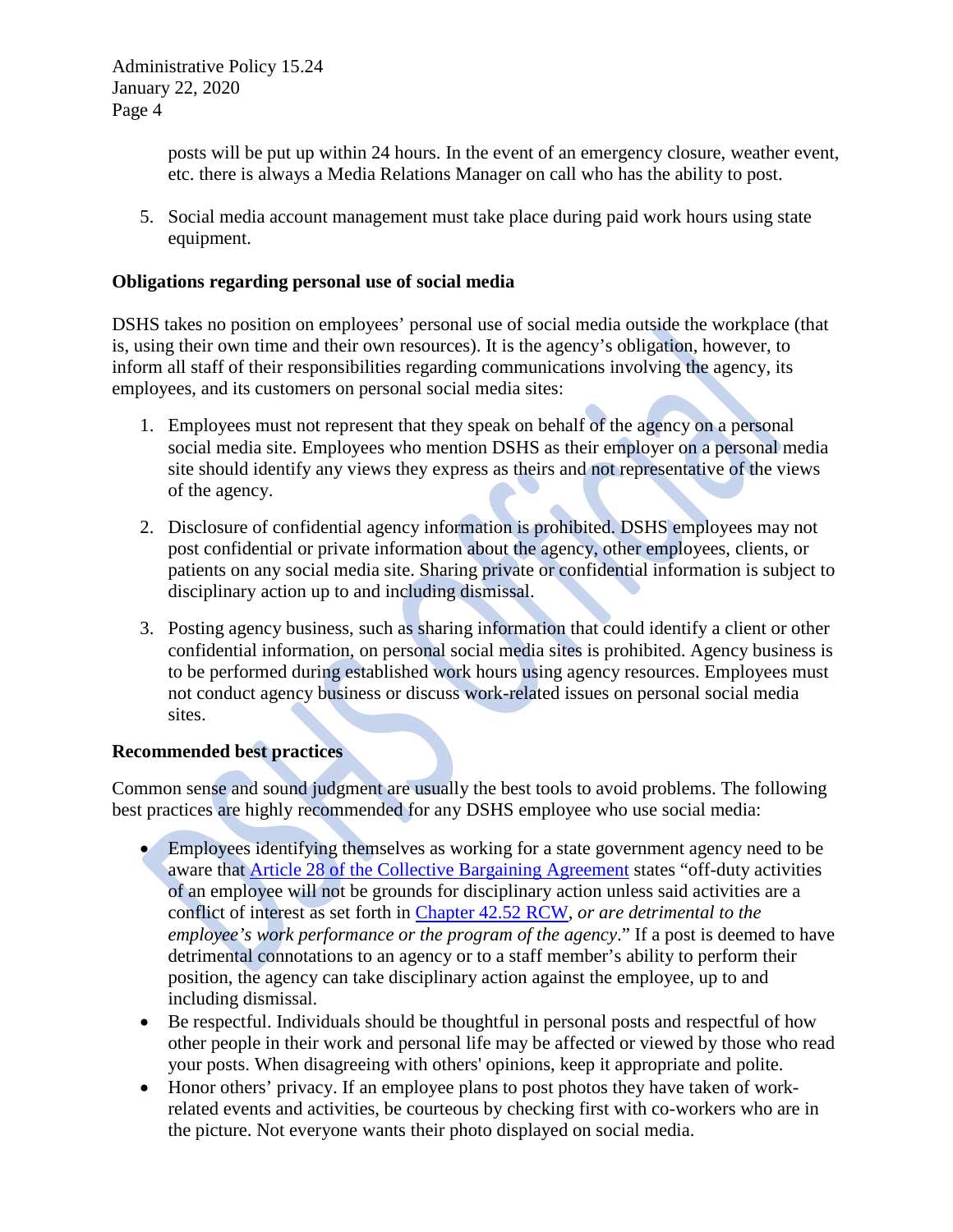posts will be put up within 24 hours. In the event of an emergency closure, weather event, etc. there is always a Media Relations Manager on call who has the ability to post.

5. Social media account management must take place during paid work hours using state equipment.

**Obligations regarding personal use of social media**

DSHS takes no position on employees' personal use of social media outside the workplace (that is, using their own time and their own resources). It is the agency's obligation, however, to inform all staff of their responsibilities regarding communications involving the agency, its employees, and its customers on personal social media sites:

1. Employees must not represent that they speak on behalf of the agency on a personal social media site. Employees who mention DSHS as their employer on a personal media site should identify any views they express as theirs and not representative of the views of the agency.

2. Disclosure of confidential agency information is prohibited. DSHS employees may not post confidential or private information about the agency, other employees, clients, or patients on any social media site. Sharing private or confidential information is subject to disciplinary action up to and including dismissal.

3. Posting agency business, such as sharing information that could identify a client or other confidential information, on personal social media sites is prohibited. Agency business is to be performed during established work hours using agency resources. Employees must not conduct agency business or discuss work-related issues on personal social media sites.

**Recommended best practices**

Common sense and sound judgment are usually the best tools to avoid problems. The following best practices are highly recommended for any DSHS employee who use social media:

- Employees identifying themselves as working for a state government agency need to be aware that Article 28 of the Collective Bargaining Agreement states "off-duty activities of an employee will not be grounds for disciplinary action unless said activities are a conflict of interest as set forth in Chapter 42.52 RCW, *or are detrimental to the employee's work performance or the program of the agency*." If a post is deemed to have detrimental connotations to an agency or to a staff member's ability to perform their position, the agency can take disciplinary action against the employee, up to and including dismissal.
- Be respectful. Individuals should be thoughtful in personal posts and respectful of how other people in their work and personal life may be affected or viewed by those who read your posts. When disagreeing with others' opinions, keep it appropriate and polite.
- Honor others' privacy. If an employee plans to post photos they have taken of work-related events and activities, be courteous by checking first with co-workers who are in the picture. Not everyone wants their photo displayed on social media.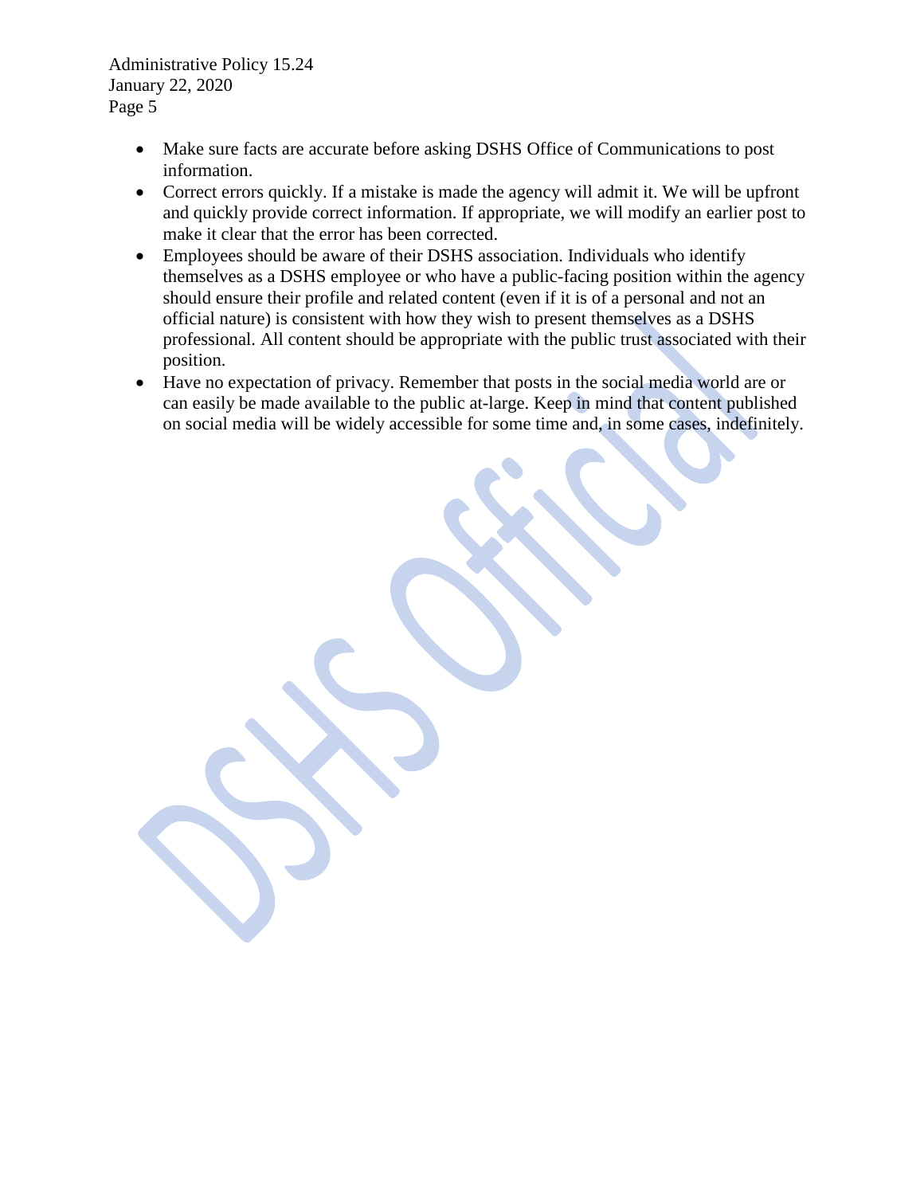- Make sure facts are accurate before asking DSHS Office of Communications to post information.
- Correct errors quickly. If a mistake is made the agency will admit it. We will be upfront and quickly provide correct information. If appropriate, we will modify an earlier post to make it clear that the error has been corrected.
- Employees should be aware of their DSHS association. Individuals who identify themselves as a DSHS employee or who have a public-facing position within the agency should ensure their profile and related content (even if it is of a personal and not an official nature) is consistent with how they wish to present themselves as a DSHS professional. All content should be appropriate with the public trust associated with their position.
- Have no expectation of privacy. Remember that posts in the social media world are or can easily be made available to the public at-large. Keep in mind that content published on social media will be widely accessible for some time and, in some cases, indefinitely.